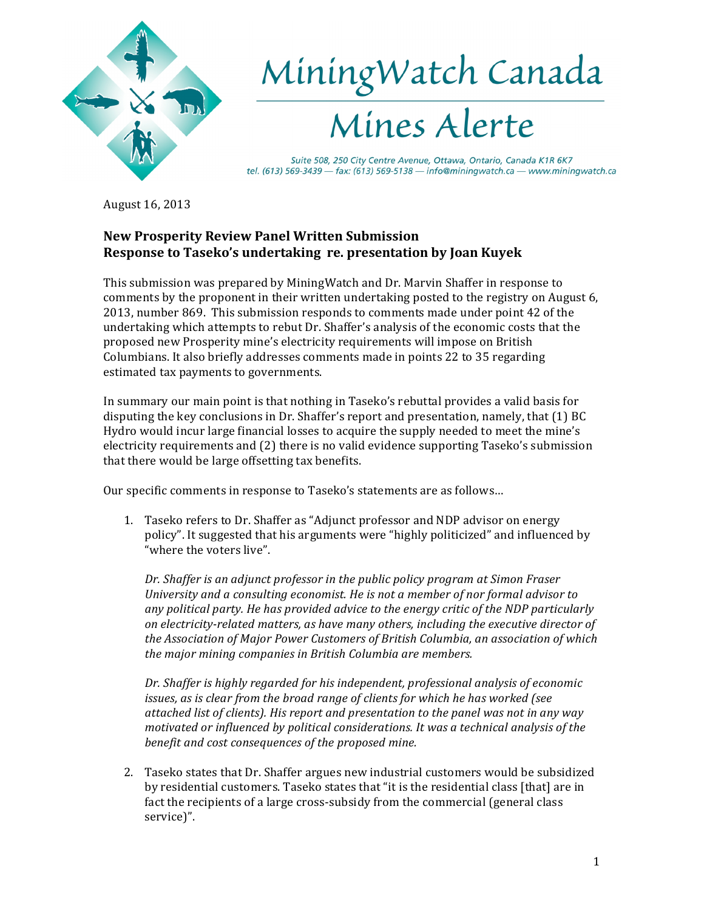# MiningWatch Canada

# Mines Alerte

*Suite 508, 250 City Centre Avenue, Ottawa, Ontario, Canada K1R 6K7*
*tel. (613) 569-3439 — fax: (613) 569-5138 — info@miningwatch.ca — www.miningwatch.ca*

August 16, 2013

**New Prosperity Review Panel Written Submission**
**Response to Taseko's undertaking re. presentation by Joan Kuyek**

This submission was prepared by MiningWatch and Dr. Marvin Shaffer in response to comments by the proponent in their written undertaking posted to the registry on August 6, 2013, number 869. This submission responds to comments made under point 42 of the undertaking which attempts to rebut Dr. Shaffer's analysis of the economic costs that the proposed new Prosperity mine's electricity requirements will impose on British Columbians. It also briefly addresses comments made in points 22 to 35 regarding estimated tax payments to governments.

In summary our main point is that nothing in Taseko's rebuttal provides a valid basis for disputing the key conclusions in Dr. Shaffer's report and presentation, namely, that (1) BC Hydro would incur large financial losses to acquire the supply needed to meet the mine's electricity requirements and (2) there is no valid evidence supporting Taseko's submission that there would be large offsetting tax benefits.

Our specific comments in response to Taseko's statements are as follows…

1. Taseko refers to Dr. Shaffer as "Adjunct professor and NDP advisor on energy policy". It suggested that his arguments were "highly politicized" and influenced by "where the voters live".

   *Dr. Shaffer is an adjunct professor in the public policy program at Simon Fraser University and a consulting economist. He is not a member of nor formal advisor to any political party. He has provided advice to the energy critic of the NDP particularly on electricity-related matters, as have many others, including the executive director of the Association of Major Power Customers of British Columbia, an association of which the major mining companies in British Columbia are members.*

   *Dr. Shaffer is highly regarded for his independent, professional analysis of economic issues, as is clear from the broad range of clients for which he has worked (see attached list of clients). His report and presentation to the panel was not in any way motivated or influenced by political considerations. It was a technical analysis of the benefit and cost consequences of the proposed mine.*

2. Taseko states that Dr. Shaffer argues new industrial customers would be subsidized by residential customers. Taseko states that "it is the residential class [that] are in fact the recipients of a large cross-subsidy from the commercial (general class service)".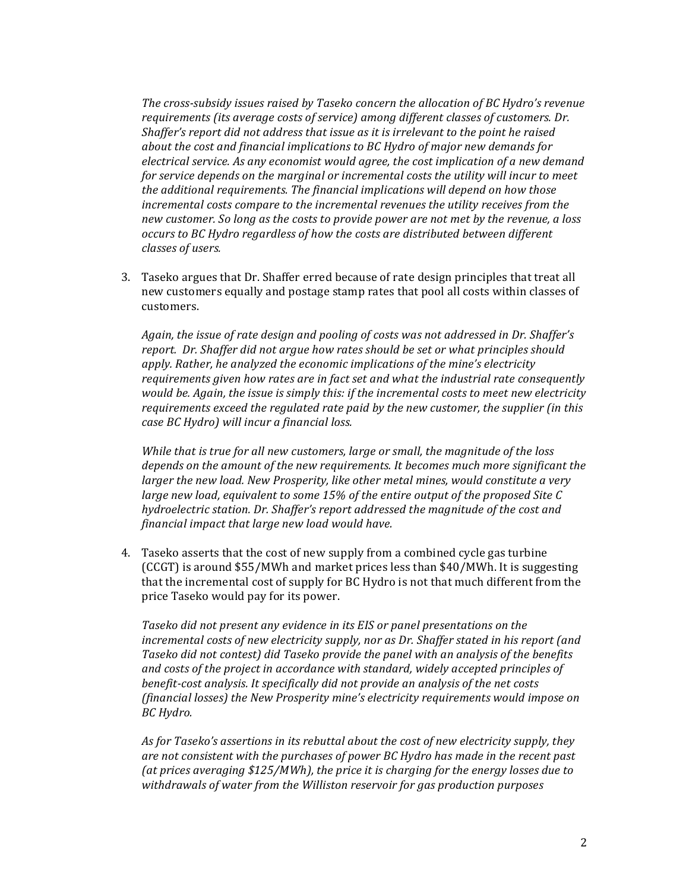*The cross-subsidy issues raised by Taseko concern the allocation of BC Hydro's revenue requirements (its average costs of service) among different classes of customers. Dr. Shaffer's report did not address that issue as it is irrelevant to the point he raised about the cost and financial implications to BC Hydro of major new demands for electrical service. As any economist would agree, the cost implication of a new demand for service depends on the marginal or incremental costs the utility will incur to meet the additional requirements. The financial implications will depend on how those incremental costs compare to the incremental revenues the utility receives from the new customer. So long as the costs to provide power are not met by the revenue, a loss occurs to BC Hydro regardless of how the costs are distributed between different classes of users.*

3. Taseko argues that Dr. Shaffer erred because of rate design principles that treat all new customers equally and postage stamp rates that pool all costs within classes of customers.

   *Again, the issue of rate design and pooling of costs was not addressed in Dr. Shaffer's report. Dr. Shaffer did not argue how rates should be set or what principles should apply. Rather, he analyzed the economic implications of the mine's electricity requirements given how rates are in fact set and what the industrial rate consequently would be. Again, the issue is simply this: if the incremental costs to meet new electricity requirements exceed the regulated rate paid by the new customer, the supplier (in this case BC Hydro) will incur a financial loss.*

   *While that is true for all new customers, large or small, the magnitude of the loss depends on the amount of the new requirements. It becomes much more significant the larger the new load. New Prosperity, like other metal mines, would constitute a very large new load, equivalent to some 15% of the entire output of the proposed Site C hydroelectric station. Dr. Shaffer's report addressed the magnitude of the cost and financial impact that large new load would have.*

4. Taseko asserts that the cost of new supply from a combined cycle gas turbine (CCGT) is around $55/MWh and market prices less than $40/MWh. It is suggesting that the incremental cost of supply for BC Hydro is not that much different from the price Taseko would pay for its power.

   *Taseko did not present any evidence in its EIS or panel presentations on the incremental costs of new electricity supply, nor as Dr. Shaffer stated in his report (and Taseko did not contest) did Taseko provide the panel with an analysis of the benefits and costs of the project in accordance with standard, widely accepted principles of benefit-cost analysis. It specifically did not provide an analysis of the net costs (financial losses) the New Prosperity mine's electricity requirements would impose on BC Hydro.*

   *As for Taseko's assertions in its rebuttal about the cost of new electricity supply, they are not consistent with the purchases of power BC Hydro has made in the recent past (at prices averaging $125/MWh), the price it is charging for the energy losses due to withdrawals of water from the Williston reservoir for gas production purposes*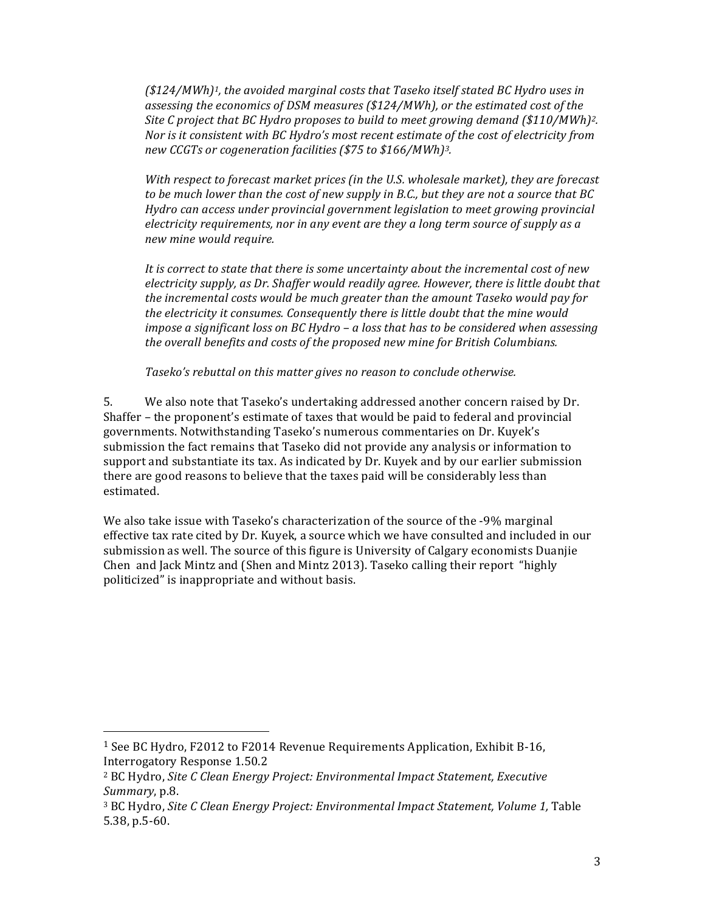*($124/MWh)[1], the avoided marginal costs that Taseko itself stated BC Hydro uses in assessing the economics of DSM measures ($124/MWh), or the estimated cost of the Site C project that BC Hydro proposes to build to meet growing demand ($110/MWh)[2]. Nor is it consistent with BC Hydro's most recent estimate of the cost of electricity from new CCGTs or cogeneration facilities ($75 to $166/MWh)[3].*

*With respect to forecast market prices (in the U.S. wholesale market), they are forecast to be much lower than the cost of new supply in B.C., but they are not a source that BC Hydro can access under provincial government legislation to meet growing provincial electricity requirements, nor in any event are they a long term source of supply as a new mine would require.*

*It is correct to state that there is some uncertainty about the incremental cost of new electricity supply, as Dr. Shaffer would readily agree. However, there is little doubt that the incremental costs would be much greater than the amount Taseko would pay for the electricity it consumes. Consequently there is little doubt that the mine would impose a significant loss on BC Hydro – a loss that has to be considered when assessing the overall benefits and costs of the proposed new mine for British Columbians.*

*Taseko's rebuttal on this matter gives no reason to conclude otherwise.*

5. We also note that Taseko's undertaking addressed another concern raised by Dr. Shaffer – the proponent's estimate of taxes that would be paid to federal and provincial governments. Notwithstanding Taseko's numerous commentaries on Dr. Kuyek's submission the fact remains that Taseko did not provide any analysis or information to support and substantiate its tax. As indicated by Dr. Kuyek and by our earlier submission there are good reasons to believe that the taxes paid will be considerably less than estimated.

We also take issue with Taseko's characterization of the source of the -9% marginal effective tax rate cited by Dr. Kuyek, a source which we have consulted and included in our submission as well. The source of this figure is University of Calgary economists Duanjie Chen and Jack Mintz and (Shen and Mintz 2013). Taseko calling their report "highly politicized" is inappropriate and without basis.

---

[1] See BC Hydro, F2012 to F2014 Revenue Requirements Application, Exhibit B-16, Interrogatory Response 1.50.2

[2] BC Hydro, *Site C Clean Energy Project: Environmental Impact Statement, Executive Summary*, p.8.

[3] BC Hydro, *Site C Clean Energy Project: Environmental Impact Statement, Volume 1,* Table 5.38, p.5-60.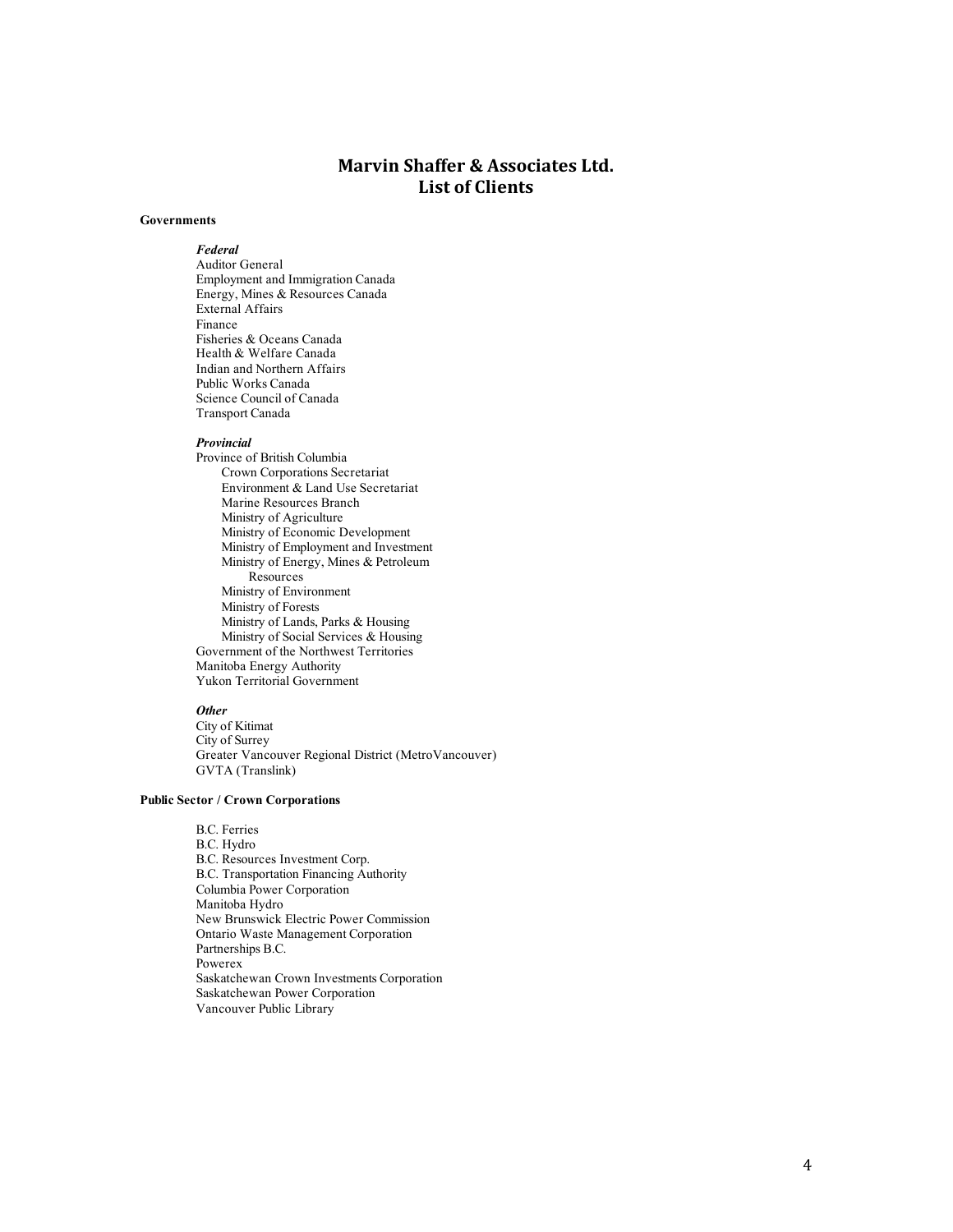# Marvin Shaffer & Associates Ltd.
# List of Clients

## Governments

### *Federal*

Auditor General
Employment and Immigration Canada
Energy, Mines & Resources Canada
External Affairs
Finance
Fisheries & Oceans Canada
Health & Welfare Canada
Indian and Northern Affairs
Public Works Canada
Science Council of Canada
Transport Canada

### *Provincial*

Province of British Columbia
- Crown Corporations Secretariat
- Environment & Land Use Secretariat
- Marine Resources Branch
- Ministry of Agriculture
- Ministry of Economic Development
- Ministry of Employment and Investment
- Ministry of Energy, Mines & Petroleum Resources
- Ministry of Environment
- Ministry of Forests
- Ministry of Lands, Parks & Housing
- Ministry of Social Services & Housing

Government of the Northwest Territories
Manitoba Energy Authority
Yukon Territorial Government

### *Other*

City of Kitimat
City of Surrey
Greater Vancouver Regional District (MetroVancouver)
GVTA (Translink)

## Public Sector / Crown Corporations

B.C. Ferries
B.C. Hydro
B.C. Resources Investment Corp.
B.C. Transportation Financing Authority
Columbia Power Corporation
Manitoba Hydro
New Brunswick Electric Power Commission
Ontario Waste Management Corporation
Partnerships B.C.
Powerex
Saskatchewan Crown Investments Corporation
Saskatchewan Power Corporation
Vancouver Public Library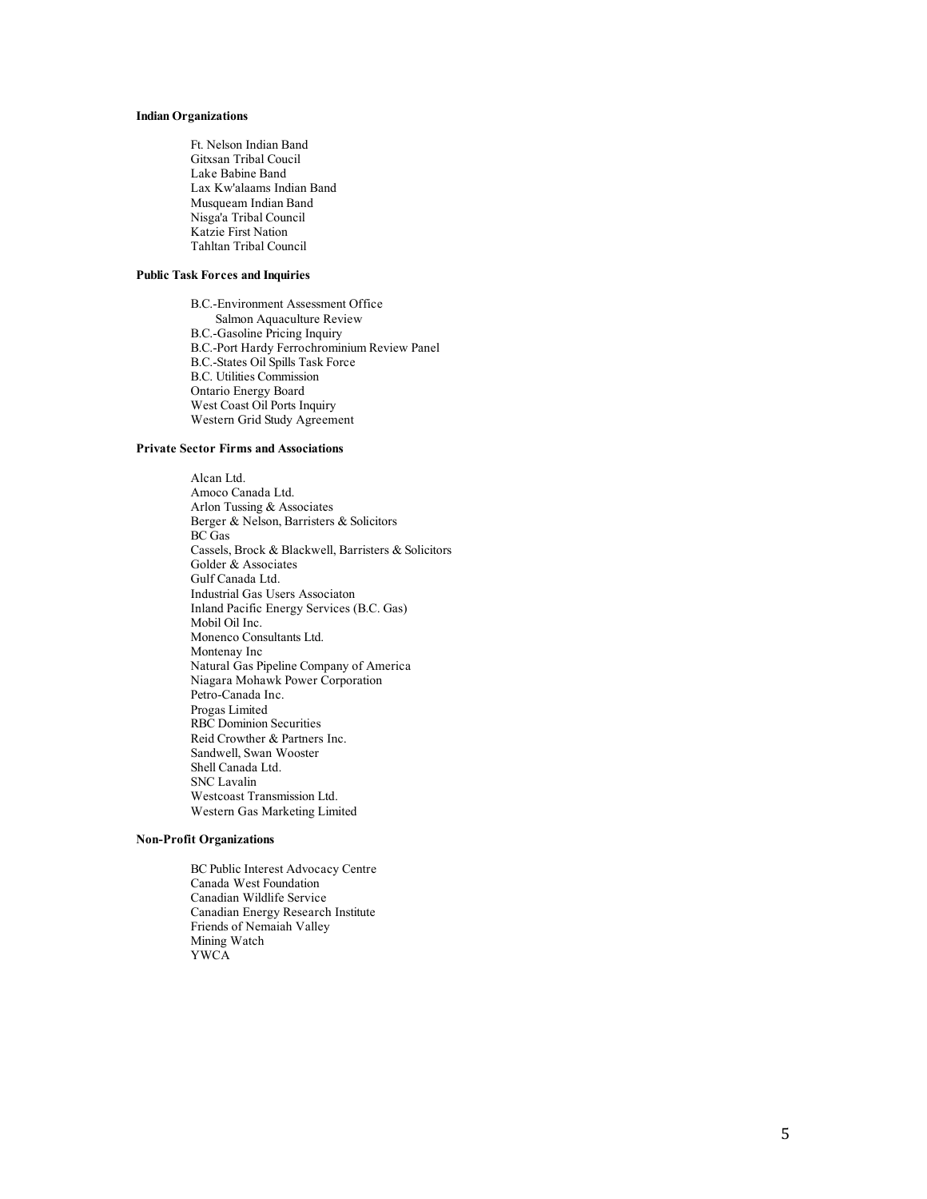**Indian Organizations**

Ft. Nelson Indian Band
Gitxsan Tribal Coucil
Lake Babine Band
Lax Kw'alaams Indian Band
Musqueam Indian Band
Nisga'a Tribal Council
Katzie First Nation
Tahltan Tribal Council

**Public Task Forces and Inquiries**

B.C.-Environment Assessment Office
  Salmon Aquaculture Review
B.C.-Gasoline Pricing Inquiry
B.C.-Port Hardy Ferrochrominium Review Panel
B.C.-States Oil Spills Task Force
B.C. Utilities Commission
Ontario Energy Board
West Coast Oil Ports Inquiry
Western Grid Study Agreement

**Private Sector Firms and Associations**

Alcan Ltd.
Amoco Canada Ltd.
Arlon Tussing & Associates
Berger & Nelson, Barristers & Solicitors
BC Gas
Cassels, Brock & Blackwell, Barristers & Solicitors
Golder & Associates
Gulf Canada Ltd.
Industrial Gas Users Associaton
Inland Pacific Energy Services (B.C. Gas)
Mobil Oil Inc.
Monenco Consultants Ltd.
Montenay Inc
Natural Gas Pipeline Company of America
Niagara Mohawk Power Corporation
Petro-Canada Inc.
Progas Limited
RBC Dominion Securities
Reid Crowther & Partners Inc.
Sandwell, Swan Wooster
Shell Canada Ltd.
SNC Lavalin
Westcoast Transmission Ltd.
Western Gas Marketing Limited

**Non-Profit Organizations**

BC Public Interest Advocacy Centre
Canada West Foundation
Canadian Wildlife Service
Canadian Energy Research Institute
Friends of Nemaiah Valley
Mining Watch
YWCA